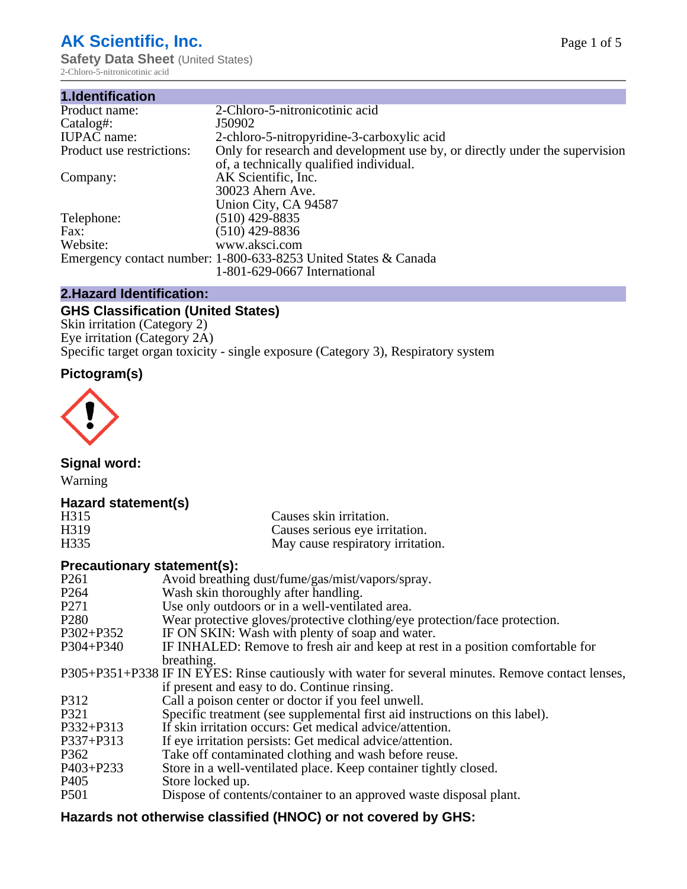# AK Scientific, Inc.

**Safety Data Sheet** (United States)
2-Chloro-5-nitronicotinic acid

## 1.Identification

| | |
|---|---|
| Product name: | 2-Chloro-5-nitronicotinic acid |
| Catalog#: | J50902 |
| IUPAC name: | 2-chloro-5-nitropyridine-3-carboxylic acid |
| Product use restrictions: | Only for research and development use by, or directly under the supervision of, a technically qualified individual. |
| Company: | AK Scientific, Inc.<br>30023 Ahern Ave.<br>Union City, CA 94587 |
| Telephone: | (510) 429-8835 |
| Fax: | (510) 429-8836 |
| Website: | www.aksci.com |
| Emergency contact number: | 1-800-633-8253 United States & Canada<br>1-801-629-0667 International |

## 2.Hazard Identification:

### GHS Classification (United States)

Skin irritation (Category 2)
Eye irritation (Category 2A)
Specific target organ toxicity - single exposure (Category 3), Respiratory system

### Pictogram(s)

### Signal word:

Warning

### Hazard statement(s)

| | |
|---|---|
| H315 | Causes skin irritation. |
| H319 | Causes serious eye irritation. |
| H335 | May cause respiratory irritation. |

### Precautionary statement(s):

| | |
|---|---|
| P261 | Avoid breathing dust/fume/gas/mist/vapors/spray. |
| P264 | Wash skin thoroughly after handling. |
| P271 | Use only outdoors or in a well-ventilated area. |
| P280 | Wear protective gloves/protective clothing/eye protection/face protection. |
| P302+P352 | IF ON SKIN: Wash with plenty of soap and water. |
| P304+P340 | IF INHALED: Remove to fresh air and keep at rest in a position comfortable for breathing. |
| P305+P351+P338 | IF IN EYES: Rinse cautiously with water for several minutes. Remove contact lenses, if present and easy to do. Continue rinsing. |
| P312 | Call a poison center or doctor if you feel unwell. |
| P321 | Specific treatment (see supplemental first aid instructions on this label). |
| P332+P313 | If skin irritation occurs: Get medical advice/attention. |
| P337+P313 | If eye irritation persists: Get medical advice/attention. |
| P362 | Take off contaminated clothing and wash before reuse. |
| P403+P233 | Store in a well-ventilated place. Keep container tightly closed. |
| P405 | Store locked up. |
| P501 | Dispose of contents/container to an approved waste disposal plant. |

### Hazards not otherwise classified (HNOC) or not covered by GHS: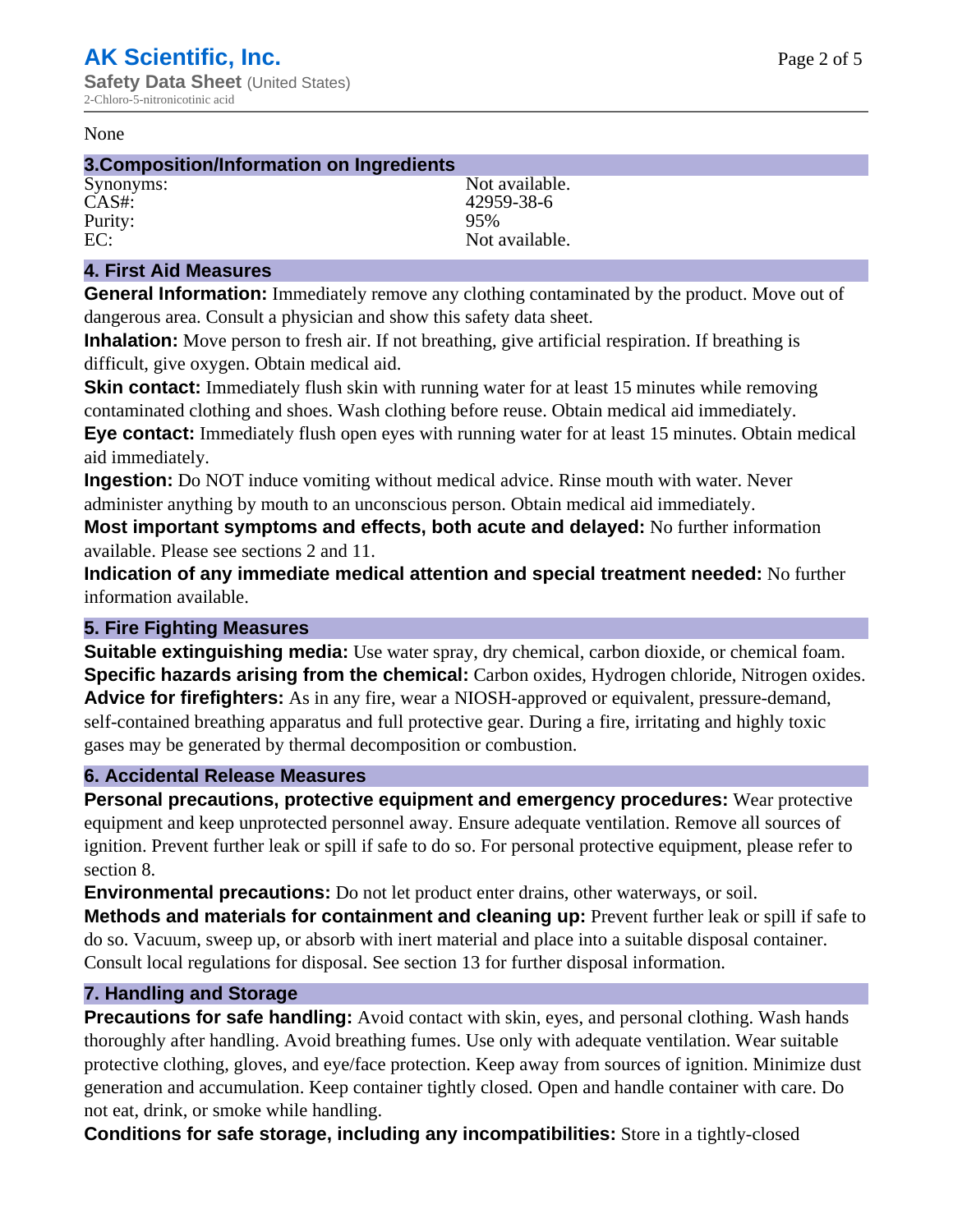None

## 3.Composition/Information on Ingredients

| | |
|---|---|
| Synonyms: | Not available. |
| CAS#: | 42959-38-6 |
| Purity: | 95% |
| EC: | Not available. |

## 4. First Aid Measures

**General Information:** Immediately remove any clothing contaminated by the product. Move out of dangerous area. Consult a physician and show this safety data sheet.

**Inhalation:** Move person to fresh air. If not breathing, give artificial respiration. If breathing is difficult, give oxygen. Obtain medical aid.

**Skin contact:** Immediately flush skin with running water for at least 15 minutes while removing contaminated clothing and shoes. Wash clothing before reuse. Obtain medical aid immediately.

**Eye contact:** Immediately flush open eyes with running water for at least 15 minutes. Obtain medical aid immediately.

**Ingestion:** Do NOT induce vomiting without medical advice. Rinse mouth with water. Never administer anything by mouth to an unconscious person. Obtain medical aid immediately.

**Most important symptoms and effects, both acute and delayed:** No further information available. Please see sections 2 and 11.

**Indication of any immediate medical attention and special treatment needed:** No further information available.

## 5. Fire Fighting Measures

**Suitable extinguishing media:** Use water spray, dry chemical, carbon dioxide, or chemical foam.

**Specific hazards arising from the chemical:** Carbon oxides, Hydrogen chloride, Nitrogen oxides.

**Advice for firefighters:** As in any fire, wear a NIOSH-approved or equivalent, pressure-demand, self-contained breathing apparatus and full protective gear. During a fire, irritating and highly toxic gases may be generated by thermal decomposition or combustion.

## 6. Accidental Release Measures

**Personal precautions, protective equipment and emergency procedures:** Wear protective equipment and keep unprotected personnel away. Ensure adequate ventilation. Remove all sources of ignition. Prevent further leak or spill if safe to do so. For personal protective equipment, please refer to section 8.

**Environmental precautions:** Do not let product enter drains, other waterways, or soil.

**Methods and materials for containment and cleaning up:** Prevent further leak or spill if safe to do so. Vacuum, sweep up, or absorb with inert material and place into a suitable disposal container. Consult local regulations for disposal. See section 13 for further disposal information.

## 7. Handling and Storage

**Precautions for safe handling:** Avoid contact with skin, eyes, and personal clothing. Wash hands thoroughly after handling. Avoid breathing fumes. Use only with adequate ventilation. Wear suitable protective clothing, gloves, and eye/face protection. Keep away from sources of ignition. Minimize dust generation and accumulation. Keep container tightly closed. Open and handle container with care. Do not eat, drink, or smoke while handling.

**Conditions for safe storage, including any incompatibilities:** Store in a tightly-closed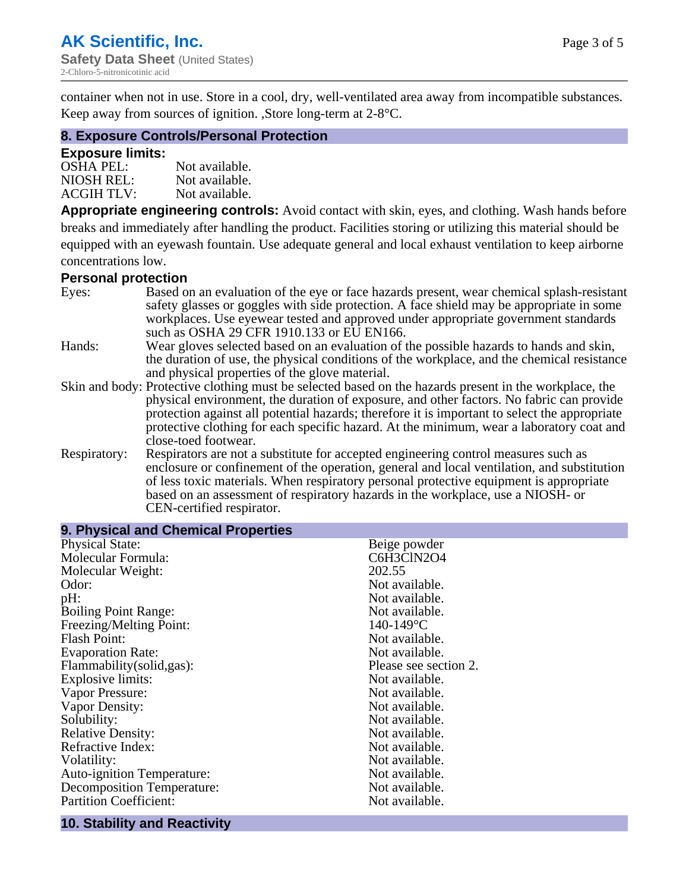container when not in use. Store in a cool, dry, well-ventilated area away from incompatible substances. Keep away from sources of ignition. ,Store long-term at 2-8°C.

## 8. Exposure Controls/Personal Protection

### Exposure limits:

| | |
|---|---|
| OSHA PEL: | Not available. |
| NIOSH REL: | Not available. |
| ACGIH TLV: | Not available. |

**Appropriate engineering controls:** Avoid contact with skin, eyes, and clothing. Wash hands before breaks and immediately after handling the product. Facilities storing or utilizing this material should be equipped with an eyewash fountain. Use adequate general and local exhaust ventilation to keep airborne concentrations low.

### Personal protection

| | |
|---|---|
| Eyes: | Based on an evaluation of the eye or face hazards present, wear chemical splash-resistant safety glasses or goggles with side protection. A face shield may be appropriate in some workplaces. Use eyewear tested and approved under appropriate government standards such as OSHA 29 CFR 1910.133 or EU EN166. |
| Hands: | Wear gloves selected based on an evaluation of the possible hazards to hands and skin, the duration of use, the physical conditions of the workplace, and the chemical resistance and physical properties of the glove material. |
| Skin and body: | Protective clothing must be selected based on the hazards present in the workplace, the physical environment, the duration of exposure, and other factors. No fabric can provide protection against all potential hazards; therefore it is important to select the appropriate protective clothing for each specific hazard. At the minimum, wear a laboratory coat and close-toed footwear. |
| Respiratory: | Respirators are not a substitute for accepted engineering control measures such as enclosure or confinement of the operation, general and local ventilation, and substitution of less toxic materials. When respiratory personal protective equipment is appropriate based on an assessment of respiratory hazards in the workplace, use a NIOSH- or CEN-certified respirator. |

## 9. Physical and Chemical Properties

| | |
|---|---|
| Physical State: | Beige powder |
| Molecular Formula: | C6H3ClN2O4 |
| Molecular Weight: | 202.55 |
| Odor: | Not available. |
| pH: | Not available. |
| Boiling Point Range: | Not available. |
| Freezing/Melting Point: | 140-149°C |
| Flash Point: | Not available. |
| Evaporation Rate: | Not available. |
| Flammability(solid,gas): | Please see section 2. |
| Explosive limits: | Not available. |
| Vapor Pressure: | Not available. |
| Vapor Density: | Not available. |
| Solubility: | Not available. |
| Relative Density: | Not available. |
| Refractive Index: | Not available. |
| Volatility: | Not available. |
| Auto-ignition Temperature: | Not available. |
| Decomposition Temperature: | Not available. |
| Partition Coefficient: | Not available. |

## 10. Stability and Reactivity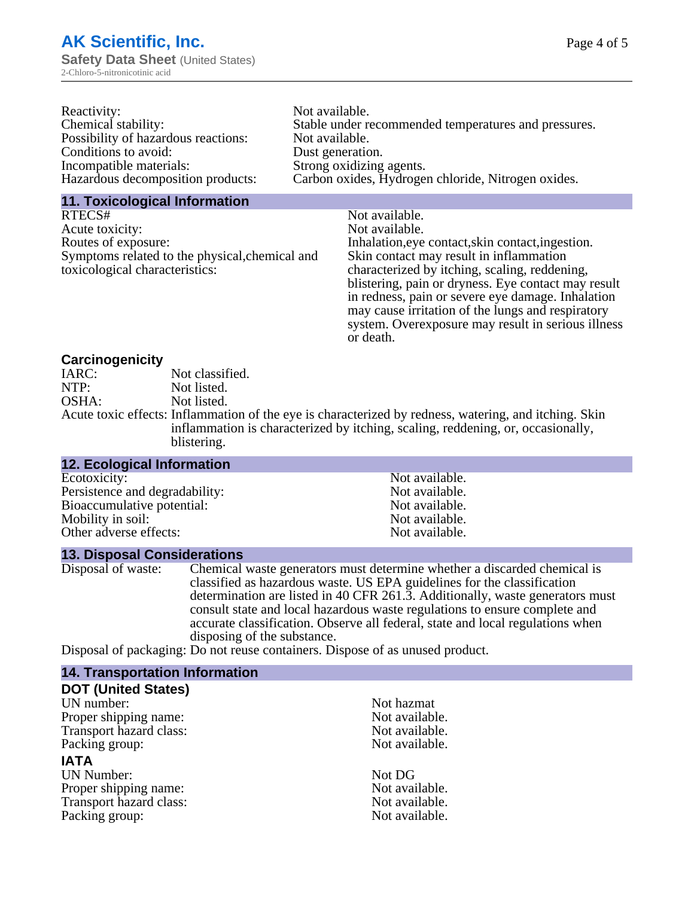| | |
|---|---|
| Reactivity: | Not available. |
| Chemical stability: | Stable under recommended temperatures and pressures. |
| Possibility of hazardous reactions: | Not available. |
| Conditions to avoid: | Dust generation. |
| Incompatible materials: | Strong oxidizing agents. |
| Hazardous decomposition products: | Carbon oxides, Hydrogen chloride, Nitrogen oxides. |

## 11. Toxicological Information

| | |
|---|---|
| RTECS# | Not available. |
| Acute toxicity: | Not available. |
| Routes of exposure: | Inhalation,eye contact,skin contact,ingestion. |
| Symptoms related to the physical,chemical and toxicological characteristics: | Skin contact may result in inflammation characterized by itching, scaling, reddening, blistering, pain or dryness. Eye contact may result in redness, pain or severe eye damage. Inhalation may cause irritation of the lungs and respiratory system. Overexposure may result in serious illness or death. |

### Carcinogenicity

| | |
|---|---|
| IARC: | Not classified. |
| NTP: | Not listed. |
| OSHA: | Not listed. |
| Acute toxic effects: | Inflammation of the eye is characterized by redness, watering, and itching. Skin inflammation is characterized by itching, scaling, reddening, or, occasionally, blistering. |

## 12. Ecological Information

| | |
|---|---|
| Ecotoxicity: | Not available. |
| Persistence and degradability: | Not available. |
| Bioaccumulative potential: | Not available. |
| Mobility in soil: | Not available. |
| Other adverse effects: | Not available. |

## 13. Disposal Considerations

| | |
|---|---|
| Disposal of waste: | Chemical waste generators must determine whether a discarded chemical is classified as hazardous waste. US EPA guidelines for the classification determination are listed in 40 CFR 261.3. Additionally, waste generators must consult state and local hazardous waste regulations to ensure complete and accurate classification. Observe all federal, state and local regulations when disposing of the substance. |
| Disposal of packaging: | Do not reuse containers. Dispose of as unused product. |

## 14. Transportation Information

### DOT (United States)

| | |
|---|---|
| UN number: | Not hazmat |
| Proper shipping name: | Not available. |
| Transport hazard class: | Not available. |
| Packing group: | Not available. |

### IATA

| | |
|---|---|
| UN Number: | Not DG |
| Proper shipping name: | Not available. |
| Transport hazard class: | Not available. |
| Packing group: | Not available. |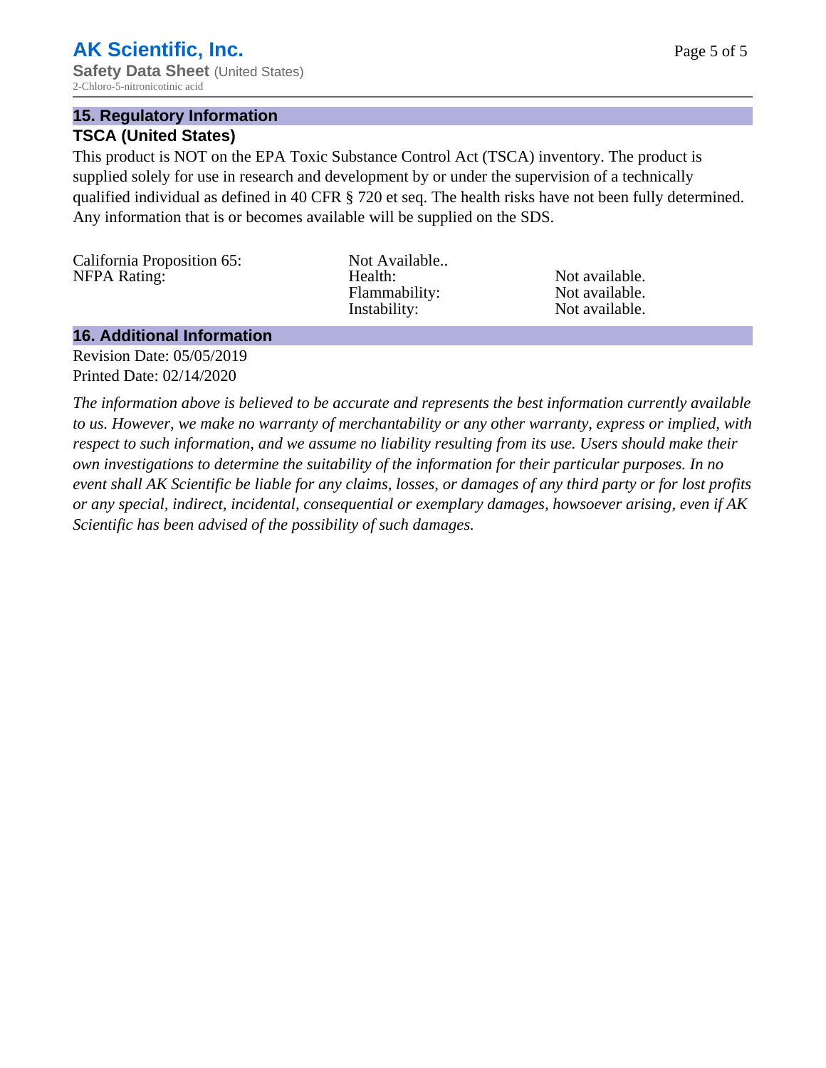## 15. Regulatory Information

### TSCA (United States)

This product is NOT on the EPA Toxic Substance Control Act (TSCA) inventory. The product is supplied solely for use in research and development by or under the supervision of a technically qualified individual as defined in 40 CFR § 720 et seq. The health risks have not been fully determined. Any information that is or becomes available will be supplied on the SDS.

| | | |
|---|---|---|
| California Proposition 65: | Not Available.. | |
| NFPA Rating: | Health: | Not available. |
| | Flammability: | Not available. |
| | Instability: | Not available. |

## 16. Additional Information

Revision Date: 05/05/2019
Printed Date: 02/14/2020

*The information above is believed to be accurate and represents the best information currently available to us. However, we make no warranty of merchantability or any other warranty, express or implied, with respect to such information, and we assume no liability resulting from its use. Users should make their own investigations to determine the suitability of the information for their particular purposes. In no event shall AK Scientific be liable for any claims, losses, or damages of any third party or for lost profits or any special, indirect, incidental, consequential or exemplary damages, howsoever arising, even if AK Scientific has been advised of the possibility of such damages.*